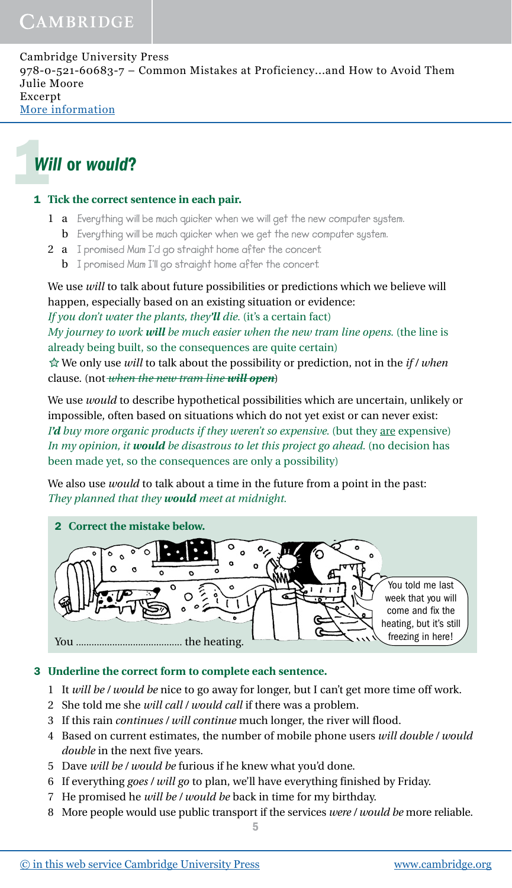Cambridge University Press
978-0-521-60683-7 – Common Mistakes at Proficiency...and How to Avoid Them
Julie Moore
Excerpt
More information

# 1 *Will* or *would*?

**1 Tick the correct sentence in each pair.**

1. a Everything will be much quicker when we will get the new computer system.
   b Everything will be much quicker when we get the new computer system.
2. a I promised Mum I'd go straight home after the concert.
   b I promised Mum I'll go straight home after the concert.

We use *will* to talk about future possibilities or predictions which we believe will happen, especially based on an existing situation or evidence:
*If you don't water the plants, they'**ll** die.* (it's a certain fact)
*My journey to work **will** be much easier when the new tram line opens.* (the line is already being built, so the consequences are quite certain)
☆ We only use *will* to talk about the possibility or prediction, not in the *if* / *when* clause. (not ~~*when the new tram line **will open***~~)

We use *would* to describe hypothetical possibilities which are uncertain, unlikely or impossible, often based on situations which do not yet exist or can never exist:
*I'**d** buy more organic products if they weren't so expensive.* (but they are expensive)
*In my opinion, it **would** be disastrous to let this project go ahead.* (no decision has been made yet, so the consequences are only a possibility)

We also use *would* to talk about a time in the future from a point in the past:
*They planned that they **would** meet at midnight.*

**2 Correct the mistake below.**

You told me last week that you will come and fix the heating, but it's still freezing in here!

You ........................................ the heating.

**3 Underline the correct form to complete each sentence.**

1. It *will be* / *would be* nice to go away for longer, but I can't get more time off work.
2. She told me she *will call* / *would call* if there was a problem.
3. If this rain *continues* / *will continue* much longer, the river will flood.
4. Based on current estimates, the number of mobile phone users *will double* / *would double* in the next five years.
5. Dave *will be* / *would be* furious if he knew what you'd done.
6. If everything *goes* / *will go* to plan, we'll have everything finished by Friday.
7. He promised he *will be* / *would be* back in time for my birthday.
8. More people would use public transport if the services *were* / *would be* more reliable.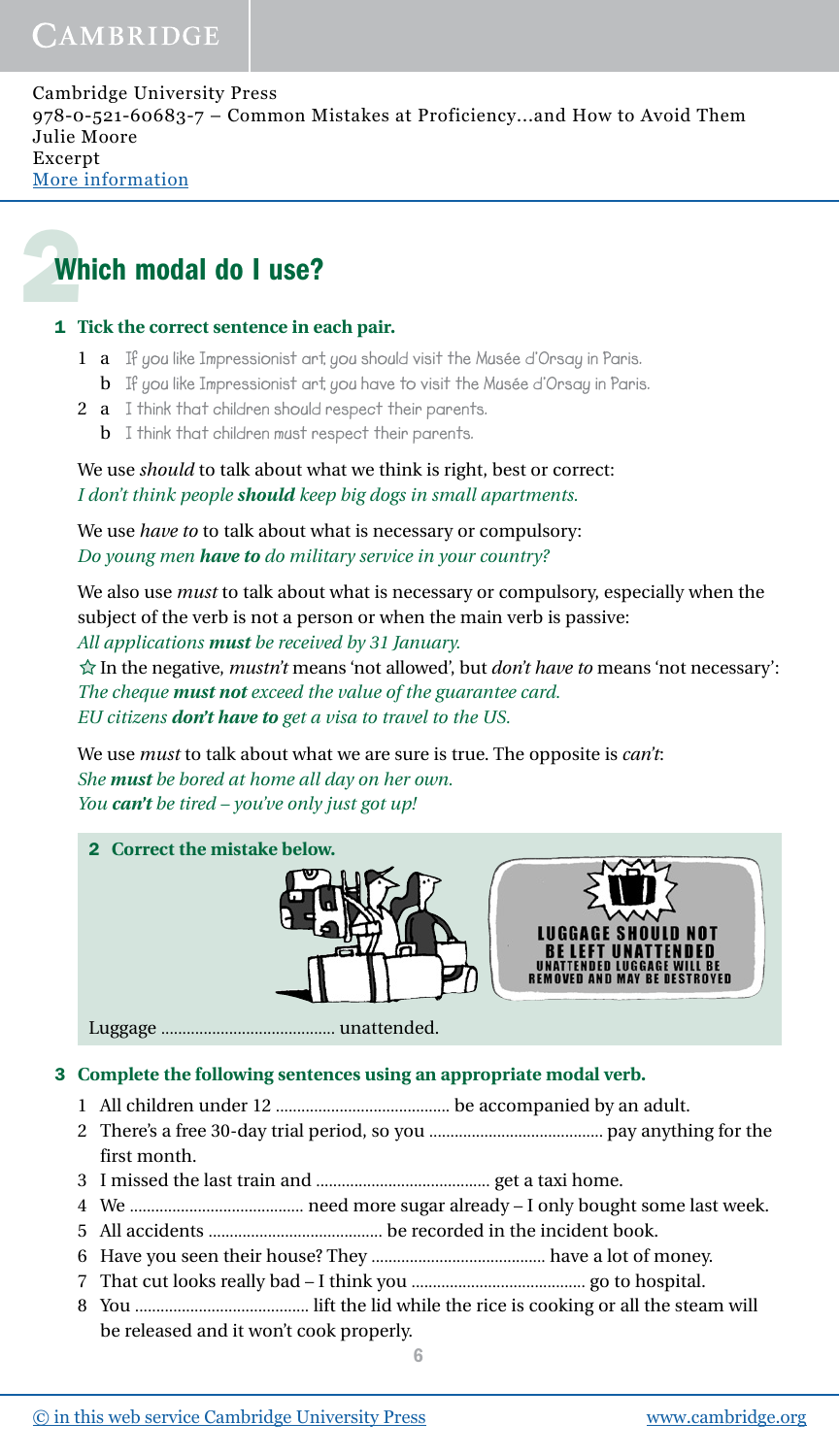Cambridge University Press
978-0-521-60683-7 – Common Mistakes at Proficiency...and How to Avoid Them
Julie Moore
Excerpt
More information

# 2 Which modal do I use?

**1 Tick the correct sentence in each pair.**

1 a If you like Impressionist art, you should visit the Musée d'Orsay in Paris.
  b If you like Impressionist art, you have to visit the Musée d'Orsay in Paris.
2 a I think that children should respect their parents.
  b I think that children must respect their parents.

We use *should* to talk about what we think is right, best or correct:
*I don't think people **should** keep big dogs in small apartments.*

We use *have to* to talk about what is necessary or compulsory:
*Do young men **have to** do military service in your country?*

We also use *must* to talk about what is necessary or compulsory, especially when the subject of the verb is not a person or when the main verb is passive:
*All applications **must** be received by 31 January.*
☆ In the negative, *mustn't* means 'not allowed', but *don't have to* means 'not necessary':
*The cheque **must not** exceed the value of the guarantee card.*
*EU citizens **don't have to** get a visa to travel to the US.*

We use *must* to talk about what we are sure is true. The opposite is *can't*:
*She **must** be bored at home all day on her own.*
*You **can't** be tired – you've only just got up!*

**2 Correct the mistake below.**

LUGGAGE SHOULD NOT BE LEFT UNATTENDED
UNATTENDED LUGGAGE WILL BE REMOVED AND MAY BE DESTROYED

Luggage ........................................ unattended.

**3 Complete the following sentences using an appropriate modal verb.**

1 All children under 12 ........................................ be accompanied by an adult.
2 There's a free 30-day trial period, so you ........................................ pay anything for the first month.
3 I missed the last train and ........................................ get a taxi home.
4 We ........................................ need more sugar already – I only bought some last week.
5 All accidents ........................................ be recorded in the incident book.
6 Have you seen their house? They ........................................ have a lot of money.
7 That cut looks really bad – I think you ........................................ go to hospital.
8 You ........................................ lift the lid while the rice is cooking or all the steam will be released and it won't cook properly.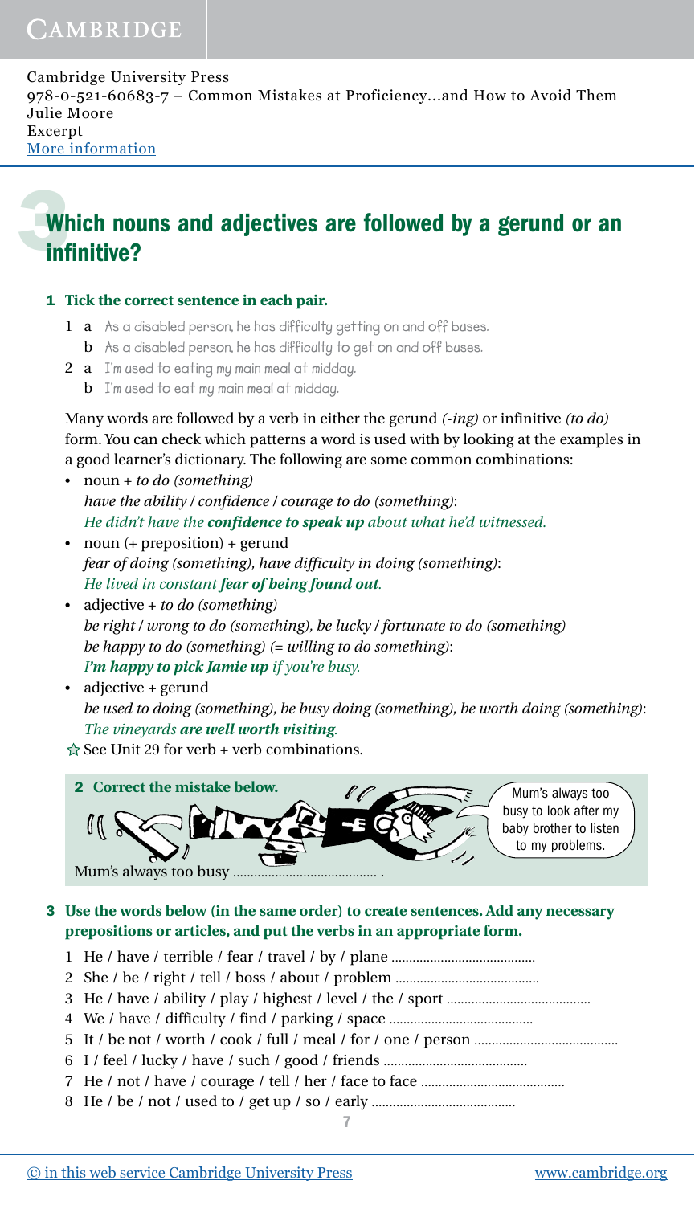# 3 Which nouns and adjectives are followed by a gerund or an infinitive?

**1 Tick the correct sentence in each pair.**

1 a As a disabled person, he has difficulty getting on and off buses.
  b As a disabled person, he has difficulty to get on and off buses.

2 a I'm used to eating my main meal at midday.
  b I'm used to eat my main meal at midday.

Many words are followed by a verb in either the gerund *(-ing)* or infinitive *(to do)* form. You can check which patterns a word is used with by looking at the examples in a good learner's dictionary. The following are some common combinations:

- noun + *to do (something)*
  *have the ability / confidence / courage to do (something)*:
  *He didn't have the* ***confidence to speak up*** *about what he'd witnessed.*
- noun (+ preposition) + gerund
  *fear of doing (something), have difficulty in doing (something)*:
  *He lived in constant* ***fear of being found out****.*
- adjective + *to do (something)*
  *be right / wrong to do (something), be lucky / fortunate to do (something)*
  *be happy to do (something) (= willing to do something)*:
  ***I'm happy to pick Jamie up*** *if you're busy.*
- adjective + gerund
  *be used to doing (something), be busy doing (something), be worth doing (something)*:
  *The vineyards* ***are well worth visiting****.*

☆ See Unit 29 for verb + verb combinations.

**2 Correct the mistake below.**

Mum's always too busy to look after my baby brother to listen to my problems.

Mum's always too busy ........................................ .

**3 Use the words below (in the same order) to create sentences. Add any necessary prepositions or articles, and put the verbs in an appropriate form.**

1 He / have / terrible / fear / travel / by / plane ........................................
2 She / be / right / tell / boss / about / problem ........................................
3 He / have / ability / play / highest / level / the / sport ........................................
4 We / have / difficulty / find / parking / space ........................................
5 It / be not / worth / cook / full / meal / for / one / person ........................................
6 I / feel / lucky / have / such / good / friends ........................................
7 He / not / have / courage / tell / her / face to face ........................................
8 He / be / not / used to / get up / so / early ........................................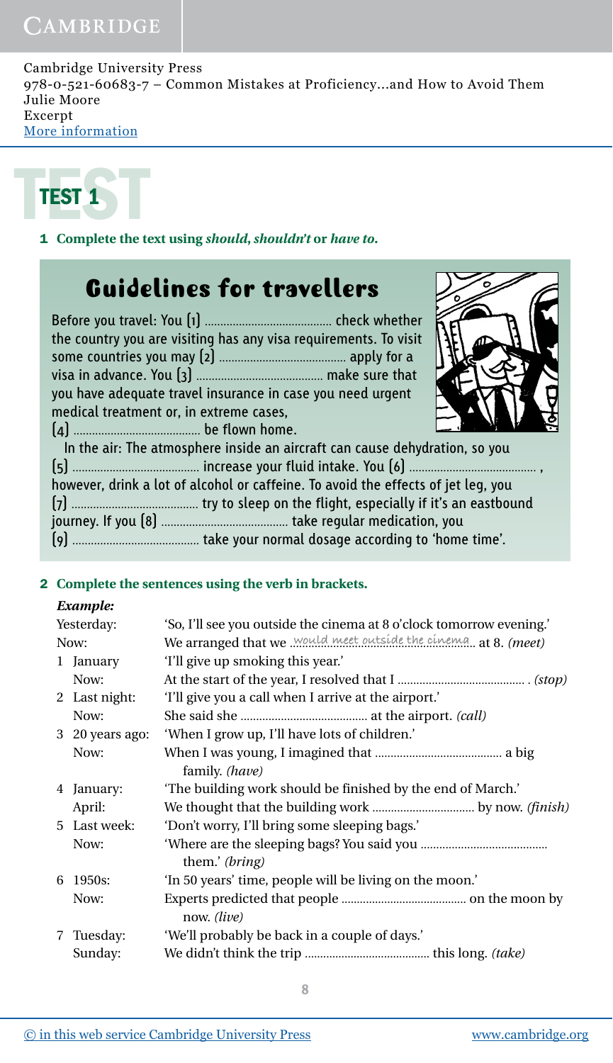# TEST 1

**1 Complete the text using *should, shouldn't* or *have to*.**

## Guidelines for travellers

Before you travel: You (1) ........................................ check whether the country you are visiting has any visa requirements. To visit some countries you may (2) ........................................ apply for a visa in advance. You (3) ........................................ make sure that you have adequate travel insurance in case you need urgent medical treatment or, in extreme cases, (4) ........................................ be flown home.

In the air: The atmosphere inside an aircraft can cause dehydration, so you (5) ........................................ increase your fluid intake. You (6) ........................................ , however, drink a lot of alcohol or caffeine. To avoid the effects of jet leg, you (7) ........................................ try to sleep on the flight, especially if it's an eastbound journey. If you (8) ........................................ take regular medication, you (9) ........................................ take your normal dosage according to 'home time'.

**2 Complete the sentences using the verb in brackets.**

***Example:***

| | |
|---|---|
| Yesterday: | 'So, I'll see you outside the cinema at 8 o'clock tomorrow evening.' |
| Now: | We arranged that we would meet outside the cinema at 8. *(meet)* |
| 1 January | 'I'll give up smoking this year.' |
| Now: | At the start of the year, I resolved that I ........................................ . *(stop)* |
| 2 Last night: | 'I'll give you a call when I arrive at the airport.' |
| Now: | She said she ........................................ at the airport. *(call)* |
| 3 20 years ago: | 'When I grow up, I'll have lots of children.' |
| Now: | When I was young, I imagined that ........................................ a big family. *(have)* |
| 4 January: | 'The building work should be finished by the end of March.' |
| April: | We thought that the building work ................................ by now. *(finish)* |
| 5 Last week: | 'Don't worry, I'll bring some sleeping bags.' |
| Now: | 'Where are the sleeping bags? You said you ........................................ them.' *(bring)* |
| 6 1950s: | 'In 50 years' time, people will be living on the moon.' |
| Now: | Experts predicted that people ........................................ on the moon by now. *(live)* |
| 7 Tuesday: | 'We'll probably be back in a couple of days.' |
| Sunday: | We didn't think the trip ........................................ this long. *(take)* |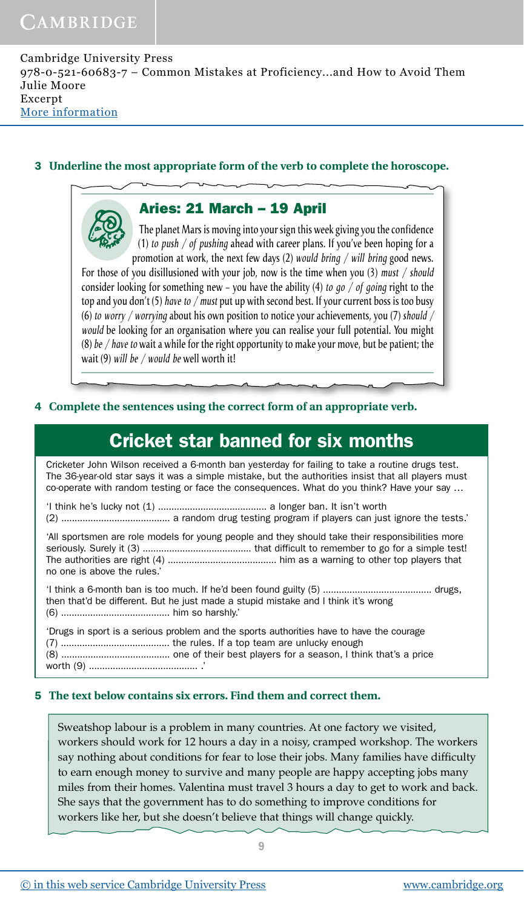**3 Underline the most appropriate form of the verb to complete the horoscope.**

### Aries: 21 March – 19 April

The planet Mars is moving into your sign this week giving you the confidence (1) *to push / of pushing* ahead with career plans. If you've been hoping for a promotion at work, the next few days (2) *would bring / will bring* good news. For those of you disillusioned with your job, now is the time when you (3) *must / should* consider looking for something new – you have the ability (4) *to go / of going* right to the top and you don't (5) *have to / must* put up with second best. If your current boss is too busy (6) *to worry / worrying* about his own position to notice your achievements, you (7) *should / would* be looking for an organisation where you can realise your full potential. You might (8) *be / have to* wait a while for the right opportunity to make your move, but be patient; the wait (9) *will be / would be* well worth it!

**4 Complete the sentences using the correct form of an appropriate verb.**

## Cricket star banned for six months

Cricketer John Wilson received a 6-month ban yesterday for failing to take a routine drugs test. The 36-year-old star says it was a simple mistake, but the authorities insist that all players must co-operate with random testing or face the consequences. What do you think? Have your say …

'I think he's lucky not (1) ......................................... a longer ban. It isn't worth (2) ......................................... a random drug testing program if players can just ignore the tests.'

'All sportsmen are role models for young people and they should take their responsibilities more seriously. Surely it (3) ......................................... that difficult to remember to go for a simple test! The authorities are right (4) ......................................... him as a warning to other top players that no one is above the rules.'

'I think a 6-month ban is too much. If he'd been found guilty (5) ......................................... drugs, then that'd be different. But he just made a stupid mistake and I think it's wrong (6) ......................................... him so harshly.'

'Drugs in sport is a serious problem and the sports authorities have to have the courage (7) ......................................... the rules. If a top team are unlucky enough (8) ......................................... one of their best players for a season, I think that's a price worth (9) ......................................... .'

**5 The text below contains six errors. Find them and correct them.**

Sweatshop labour is a problem in many countries. At one factory we visited, workers should work for 12 hours a day in a noisy, cramped workshop. The workers say nothing about conditions for fear to lose their jobs. Many families have difficulty to earn enough money to survive and many people are happy accepting jobs many miles from their homes. Valentina must travel 3 hours a day to get to work and back. She says that the government has to do something to improve conditions for workers like her, but she doesn't believe that things will change quickly.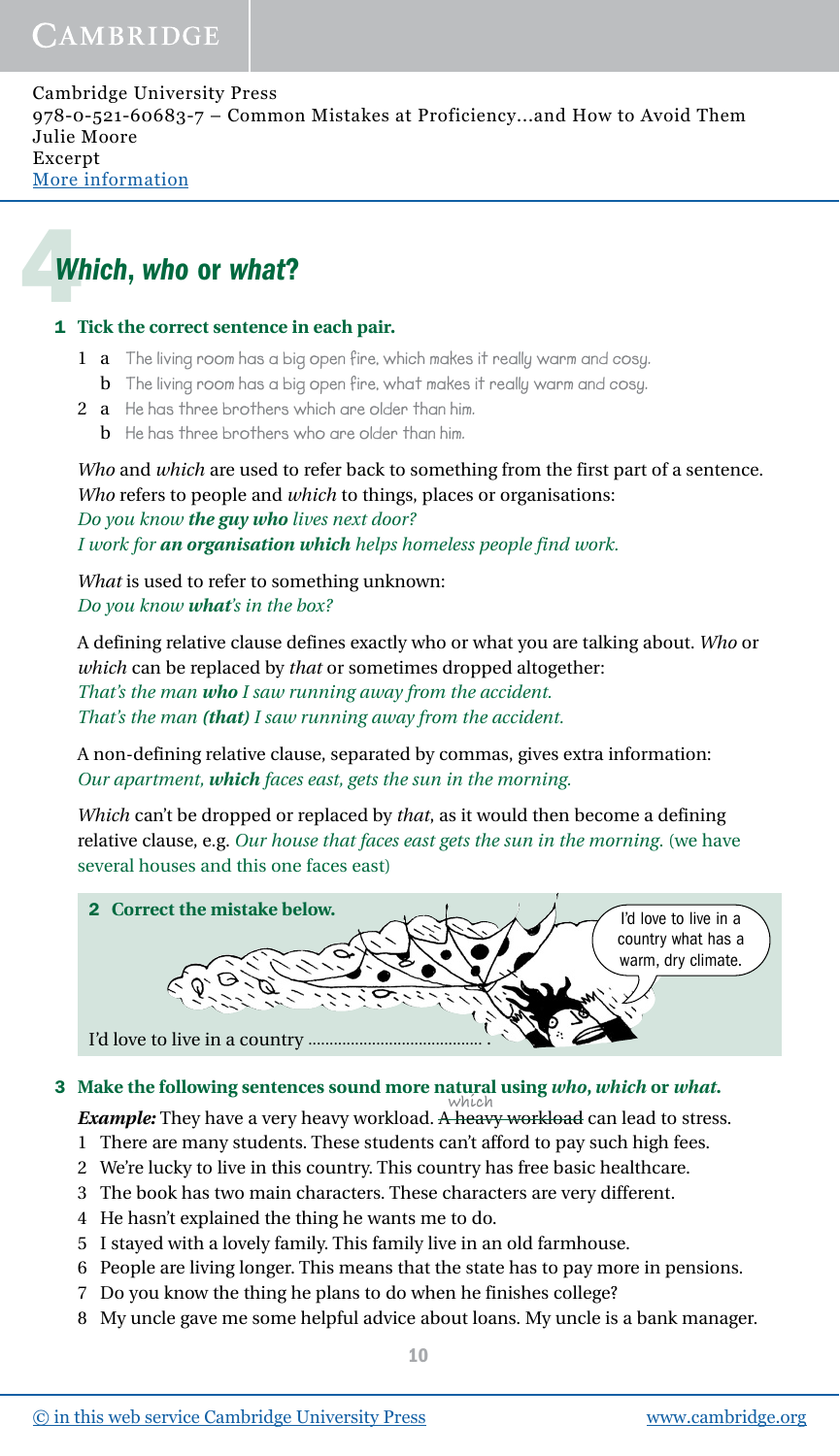Cambridge University Press
978-0-521-60683-7 – Common Mistakes at Proficiency...and How to Avoid Them
Julie Moore
Excerpt
More information

# 4 *Which*, *who* or *what*?

**1 Tick the correct sentence in each pair.**

1 **a** The living room has a big open fire, which makes it really warm and cosy.
   **b** The living room has a big open fire, what makes it really warm and cosy.

2 **a** He has three brothers which are older than him.
   **b** He has three brothers who are older than him.

*Who* and *which* are used to refer back to something from the first part of a sentence. *Who* refers to people and *which* to things, places or organisations:
*Do you know **the guy who** lives next door?*
*I work for **an organisation which** helps homeless people find work.*

*What* is used to refer to something unknown:
*Do you know **what**'s in the box?*

A defining relative clause defines exactly who or what you are talking about. *Who* or *which* can be replaced by *that* or sometimes dropped altogether:
*That's the man **who** I saw running away from the accident.*
*That's the man **(that)** I saw running away from the accident.*

A non-defining relative clause, separated by commas, gives extra information:
*Our apartment, **which** faces east, gets the sun in the morning.*

*Which* can't be dropped or replaced by *that*, as it would then become a defining relative clause, e.g. *Our house that faces east gets the sun in the morning.* (we have several houses and this one faces east)

**2 Correct the mistake below.**

I'd love to live in a country what has a warm, dry climate.

I'd love to live in a country .......................................... .

**3 Make the following sentences sound more natural using *who*, *which* or *what*.**

***Example:*** They have a very heavy workload. ~~A heavy workload~~ which can lead to stress.

1 There are many students. These students can't afford to pay such high fees.
2 We're lucky to live in this country. This country has free basic healthcare.
3 The book has two main characters. These characters are very different.
4 He hasn't explained the thing he wants me to do.
5 I stayed with a lovely family. This family live in an old farmhouse.
6 People are living longer. This means that the state has to pay more in pensions.
7 Do you know the thing he plans to do when he finishes college?
8 My uncle gave me some helpful advice about loans. My uncle is a bank manager.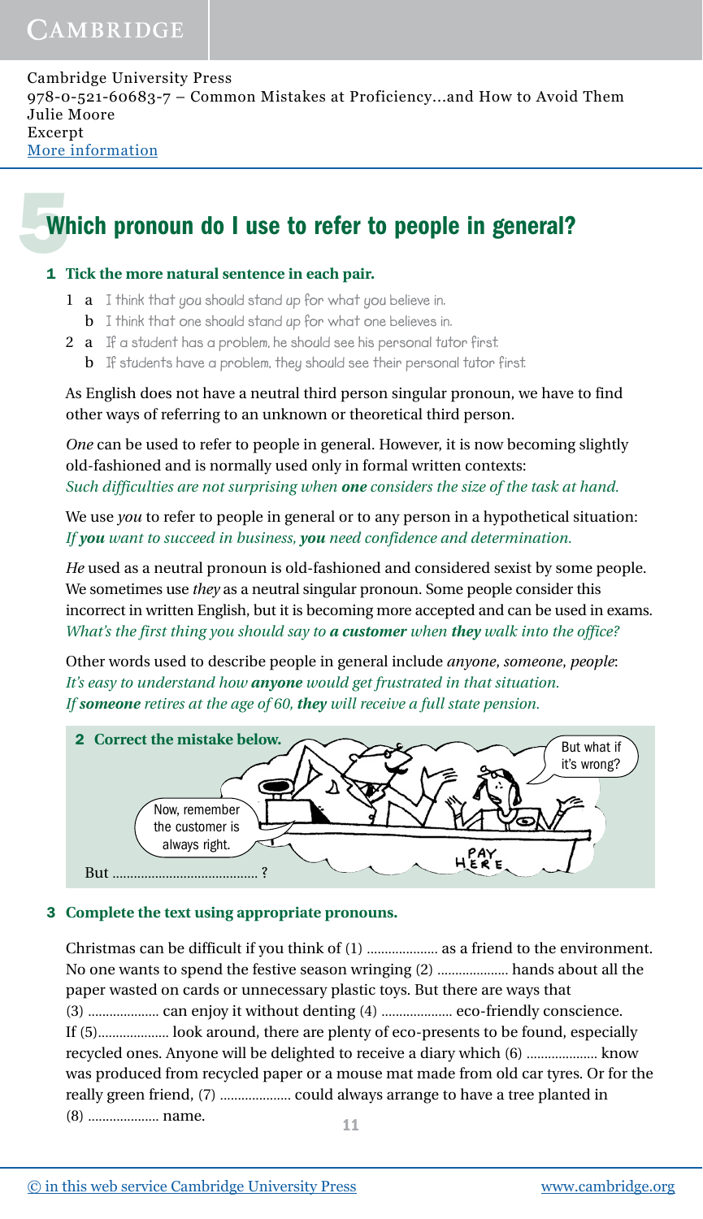# 5 Which pronoun do I use to refer to people in general?

**1 Tick the more natural sentence in each pair.**

1 a I think that you should stand up for what you believe in.
  b I think that one should stand up for what one believes in.

2 a If a student has a problem, he should see his personal tutor first.
  b If students have a problem, they should see their personal tutor first.

As English does not have a neutral third person singular pronoun, we have to find other ways of referring to an unknown or theoretical third person.

*One* can be used to refer to people in general. However, it is now becoming slightly old-fashioned and is normally used only in formal written contexts:
*Such difficulties are not surprising when **one** considers the size of the task at hand.*

We use *you* to refer to people in general or to any person in a hypothetical situation:
*If **you** want to succeed in business, **you** need confidence and determination.*

*He* used as a neutral pronoun is old-fashioned and considered sexist by some people. We sometimes use *they* as a neutral singular pronoun. Some people consider this incorrect in written English, but it is becoming more accepted and can be used in exams.
*What's the first thing you should say to **a customer** when **they** walk into the office?*

Other words used to describe people in general include *anyone*, *someone*, *people*:
*It's easy to understand how **anyone** would get frustrated in that situation.*
*If **someone** retires at the age of 60, **they** will receive a full state pension.*

**2 Correct the mistake below.**

Now, remember the customer is always right.

But what if it's wrong?

But .......................................... ?

**3 Complete the text using appropriate pronouns.**

Christmas can be difficult if you think of (1) .................... as a friend to the environment. No one wants to spend the festive season wringing (2) .................... hands about all the paper wasted on cards or unnecessary plastic toys. But there are ways that (3) .................... can enjoy it without denting (4) .................... eco-friendly conscience. If (5).................... look around, there are plenty of eco-presents to be found, especially recycled ones. Anyone will be delighted to receive a diary which (6) .................... know was produced from recycled paper or a mouse mat made from old car tyres. Or for the really green friend, (7) .................... could always arrange to have a tree planted in (8) .................... name.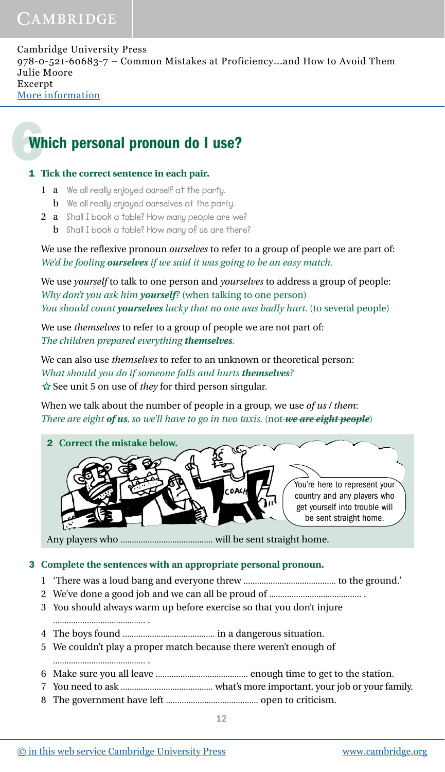Cambridge University Press
978-0-521-60683-7 – Common Mistakes at Proficiency...and How to Avoid Them
Julie Moore
Excerpt
More information

# 6 Which personal pronoun do I use?

**1 Tick the correct sentence in each pair.**

1 a We all really enjoyed ourself at the party.
  b We all really enjoyed ourselves at the party.
2 a Shall I book a table? How many people are we?
  b Shall I book a table? How many of us are there?

We use the reflexive pronoun *ourselves* to refer to a group of people we are part of:
*We'd be fooling* ***ourselves*** *if we said it was going to be an easy match.*

We use *yourself* to talk to one person and *yourselves* to address a group of people:
*Why don't you ask him* ***yourself****?* (when talking to one person)
*You should count* ***yourselves*** *lucky that no one was badly hurt.* (to several people)

We use *themselves* to refer to a group of people we are not part of:
*The children prepared everything* ***themselves****.*

We can also use *themselves* to refer to an unknown or theoretical person:
*What should you do if someone falls and hurts* ***themselves****?*
☆ See unit 5 on use of *they* for third person singular.

When we talk about the number of people in a group, we use *of us / them*:
*There are eight* ***of us****, so we'll have to go in two taxis.* (not ~~*we are eight people*~~)

**2 Correct the mistake below.**

You're here to represent your country and any players who get yourself into trouble will be sent straight home.

Any players who ........................................ will be sent straight home.

**3 Complete the sentences with an appropriate personal pronoun.**

1 'There was a loud bang and everyone threw ........................................ to the ground.'
2 We've done a good job and we can all be proud of ........................................ .
3 You should always warm up before exercise so that you don't injure ........................................ .
4 The boys found ........................................ in a dangerous situation.
5 We couldn't play a proper match because there weren't enough of ........................................ .
6 Make sure you all leave ........................................ enough time to get to the station.
7 You need to ask ........................................ what's more important, your job or your family.
8 The government have left ........................................ open to criticism.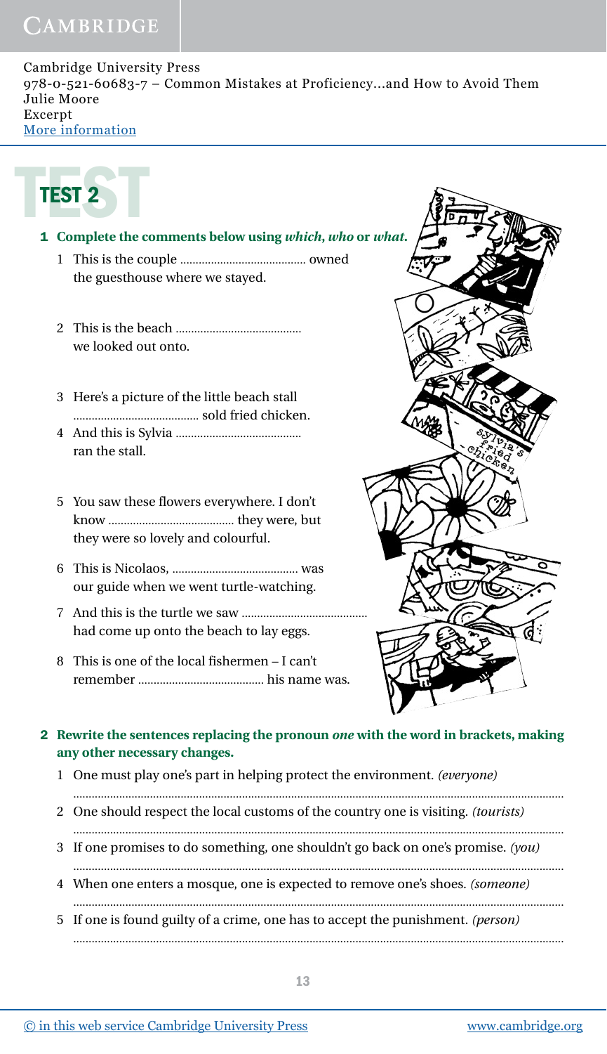# TEST 2

**1 Complete the comments below using *which*, *who* or *what*.**

1 This is the couple ......................................... owned the guesthouse where we stayed.

2 This is the beach ......................................... we looked out onto.

3 Here's a picture of the little beach stall ......................................... sold fried chicken.

4 And this is Sylvia ......................................... ran the stall.

5 You saw these flowers everywhere. I don't know ......................................... they were, but they were so lovely and colourful.

6 This is Nicolaos, ......................................... was our guide when we went turtle-watching.

7 And this is the turtle we saw ......................................... had come up onto the beach to lay eggs.

8 This is one of the local fishermen – I can't remember ......................................... his name was.

**2 Rewrite the sentences replacing the pronoun *one* with the word in brackets, making any other necessary changes.**

1 One must play one's part in helping protect the environment. *(everyone)*

.............................................................................................................................................

2 One should respect the local customs of the country one is visiting. *(tourists)*

.............................................................................................................................................

3 If one promises to do something, one shouldn't go back on one's promise. *(you)*

.............................................................................................................................................

4 When one enters a mosque, one is expected to remove one's shoes. *(someone)*

.............................................................................................................................................

5 If one is found guilty of a crime, one has to accept the punishment. *(person)*

.............................................................................................................................................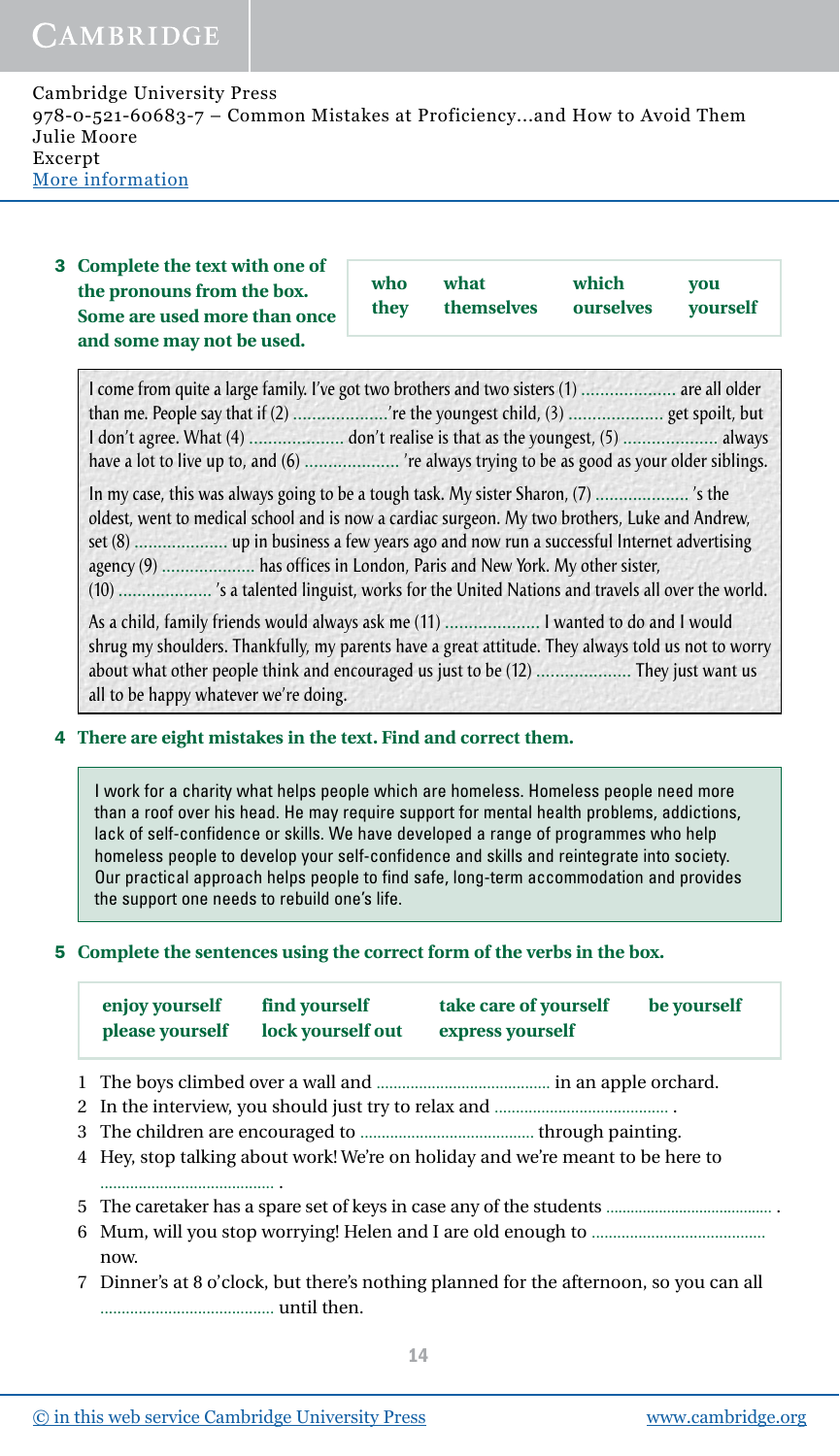**3 Complete the text with one of the pronouns from the box. Some are used more than once and some may not be used.**

| | | | |
|---|---|---|---|
| **who** | **what** | **which** | **you** |
| **they** | **themselves** | **ourselves** | **yourself** |

I come from quite a large family. I've got two brothers and two sisters (1) .................... are all older than me. People say that if (2) ....................'re the youngest child, (3) .................... get spoilt, but I don't agree. What (4) .................... don't realise is that as the youngest, (5) .................... always have a lot to live up to, and (6) .................... 're always trying to be as good as your older siblings.

In my case, this was always going to be a tough task. My sister Sharon, (7) .................... 's the oldest, went to medical school and is now a cardiac surgeon. My two brothers, Luke and Andrew, set (8) .................... up in business a few years ago and now run a successful Internet advertising agency (9) .................... has offices in London, Paris and New York. My other sister, (10) .................... 's a talented linguist, works for the United Nations and travels all over the world.

As a child, family friends would always ask me (11) .................... I wanted to do and I would shrug my shoulders. Thankfully, my parents have a great attitude. They always told us not to worry about what other people think and encouraged us just to be (12) .................... They just want us all to be happy whatever we're doing.

**4 There are eight mistakes in the text. Find and correct them.**

I work for a charity what helps people which are homeless. Homeless people need more than a roof over his head. He may require support for mental health problems, addictions, lack of self-confidence or skills. We have developed a range of programmes who help homeless people to develop your self-confidence and skills and reintegrate into society. Our practical approach helps people to find safe, long-term accommodation and provides the support one needs to rebuild one's life.

**5 Complete the sentences using the correct form of the verbs in the box.**

| | | | |
|---|---|---|---|
| **enjoy yourself** | **find yourself** | **take care of yourself** | **be yourself** |
| **please yourself** | **lock yourself out** | **express yourself** | |

1 The boys climbed over a wall and ......................................... in an apple orchard.
2 In the interview, you should just try to relax and ......................................... .
3 The children are encouraged to ......................................... through painting.
4 Hey, stop talking about work! We're on holiday and we're meant to be here to ......................................... .
5 The caretaker has a spare set of keys in case any of the students ......................................... .
6 Mum, will you stop worrying! Helen and I are old enough to ......................................... now.
7 Dinner's at 8 o'clock, but there's nothing planned for the afternoon, so you can all ......................................... until then.